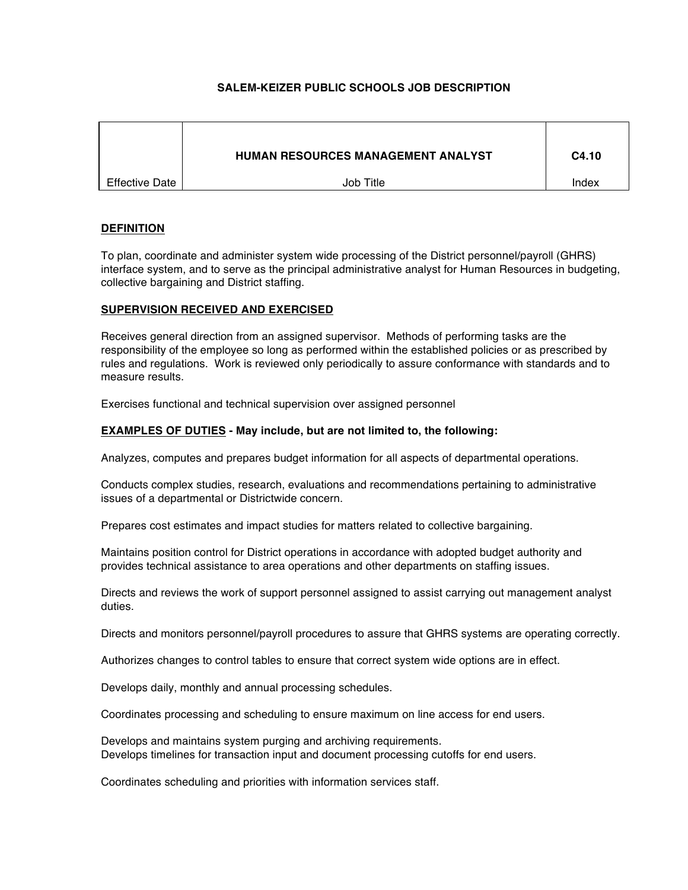# SALEM-KEIZER PUBLIC SCHOOLS JOB DESCRIPTION

| | HUMAN RESOURCES MANAGEMENT ANALYST | C4.10 |
|---|---|---|
| Effective Date | Job Title | Index |

## DEFINITION

To plan, coordinate and administer system wide processing of the District personnel/payroll (GHRS) interface system, and to serve as the principal administrative analyst for Human Resources in budgeting, collective bargaining and District staffing.

## SUPERVISION RECEIVED AND EXERCISED

Receives general direction from an assigned supervisor. Methods of performing tasks are the responsibility of the employee so long as performed within the established policies or as prescribed by rules and regulations. Work is reviewed only periodically to assure conformance with standards and to measure results.

Exercises functional and technical supervision over assigned personnel

## EXAMPLES OF DUTIES - May include, but are not limited to, the following:

Analyzes, computes and prepares budget information for all aspects of departmental operations.

Conducts complex studies, research, evaluations and recommendations pertaining to administrative issues of a departmental or Districtwide concern.

Prepares cost estimates and impact studies for matters related to collective bargaining.

Maintains position control for District operations in accordance with adopted budget authority and provides technical assistance to area operations and other departments on staffing issues.

Directs and reviews the work of support personnel assigned to assist carrying out management analyst duties.

Directs and monitors personnel/payroll procedures to assure that GHRS systems are operating correctly.

Authorizes changes to control tables to ensure that correct system wide options are in effect.

Develops daily, monthly and annual processing schedules.

Coordinates processing and scheduling to ensure maximum on line access for end users.

Develops and maintains system purging and archiving requirements.
Develops timelines for transaction input and document processing cutoffs for end users.

Coordinates scheduling and priorities with information services staff.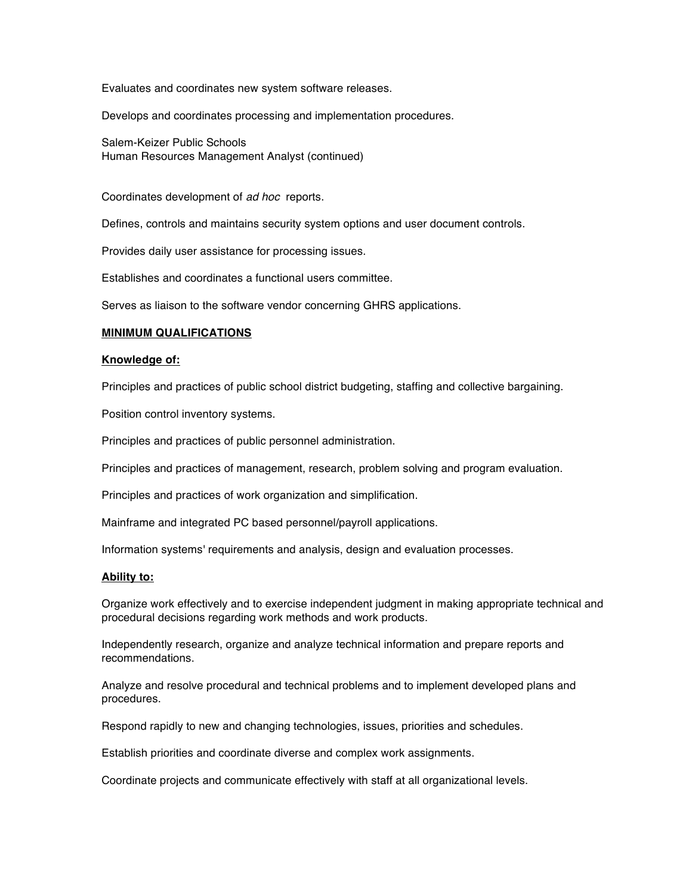Evaluates and coordinates new system software releases.

Develops and coordinates processing and implementation procedures.

Coordinates development of *ad hoc* reports.

Defines, controls and maintains security system options and user document controls.

Provides daily user assistance for processing issues.

Establishes and coordinates a functional users committee.

Serves as liaison to the software vendor concerning GHRS applications.

## MINIMUM QUALIFICATIONS

### Knowledge of:

Principles and practices of public school district budgeting, staffing and collective bargaining.

Position control inventory systems.

Principles and practices of public personnel administration.

Principles and practices of management, research, problem solving and program evaluation.

Principles and practices of work organization and simplification.

Mainframe and integrated PC based personnel/payroll applications.

Information systems' requirements and analysis, design and evaluation processes.

### Ability to:

Organize work effectively and to exercise independent judgment in making appropriate technical and procedural decisions regarding work methods and work products.

Independently research, organize and analyze technical information and prepare reports and recommendations.

Analyze and resolve procedural and technical problems and to implement developed plans and procedures.

Respond rapidly to new and changing technologies, issues, priorities and schedules.

Establish priorities and coordinate diverse and complex work assignments.

Coordinate projects and communicate effectively with staff at all organizational levels.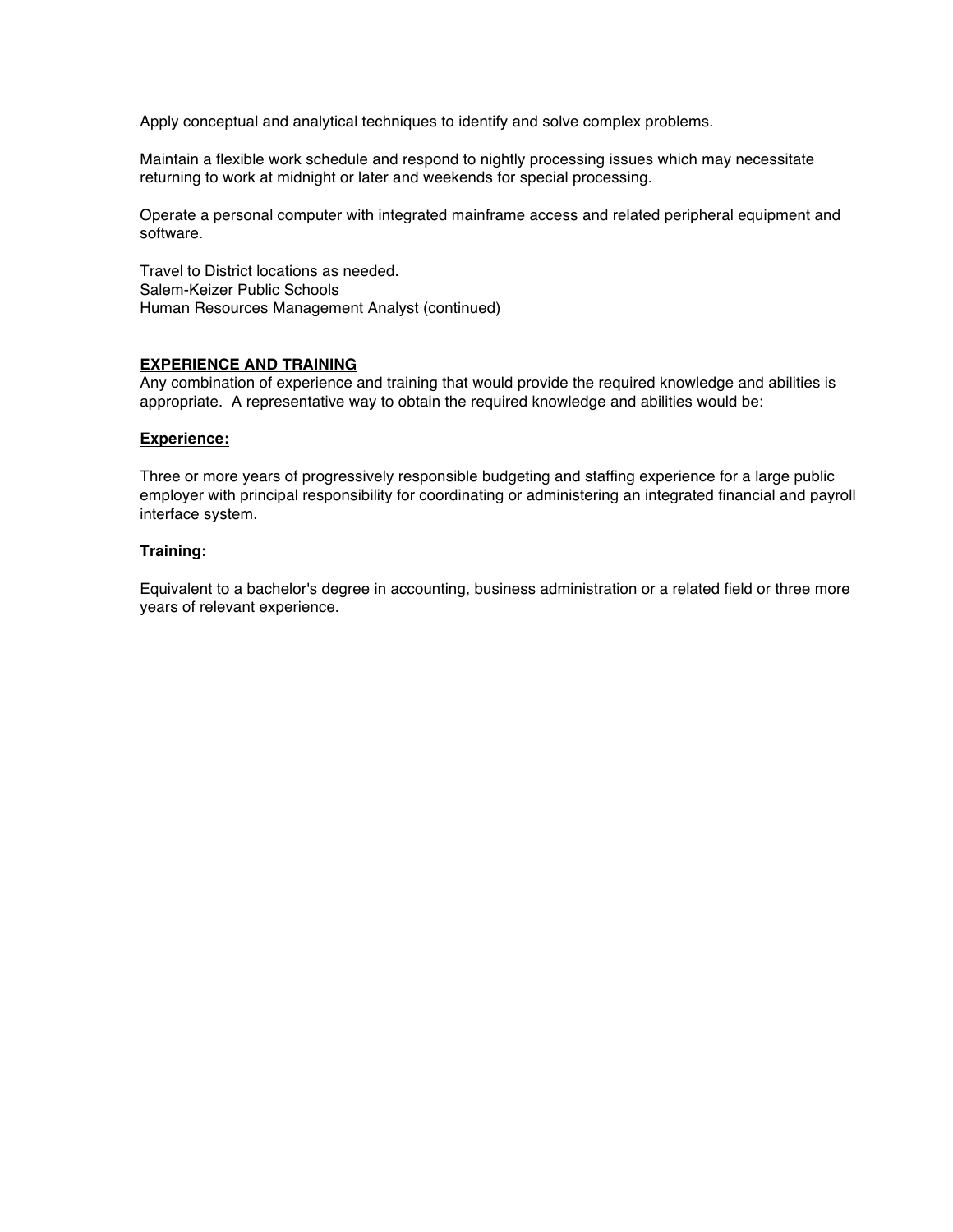Apply conceptual and analytical techniques to identify and solve complex problems.

Maintain a flexible work schedule and respond to nightly processing issues which may necessitate returning to work at midnight or later and weekends for special processing.

Operate a personal computer with integrated mainframe access and related peripheral equipment and software.

Travel to District locations as needed.

## EXPERIENCE AND TRAINING

Any combination of experience and training that would provide the required knowledge and abilities is appropriate. A representative way to obtain the required knowledge and abilities would be:

### Experience:

Three or more years of progressively responsible budgeting and staffing experience for a large public employer with principal responsibility for coordinating or administering an integrated financial and payroll interface system.

### Training:

Equivalent to a bachelor's degree in accounting, business administration or a related field or three more years of relevant experience.